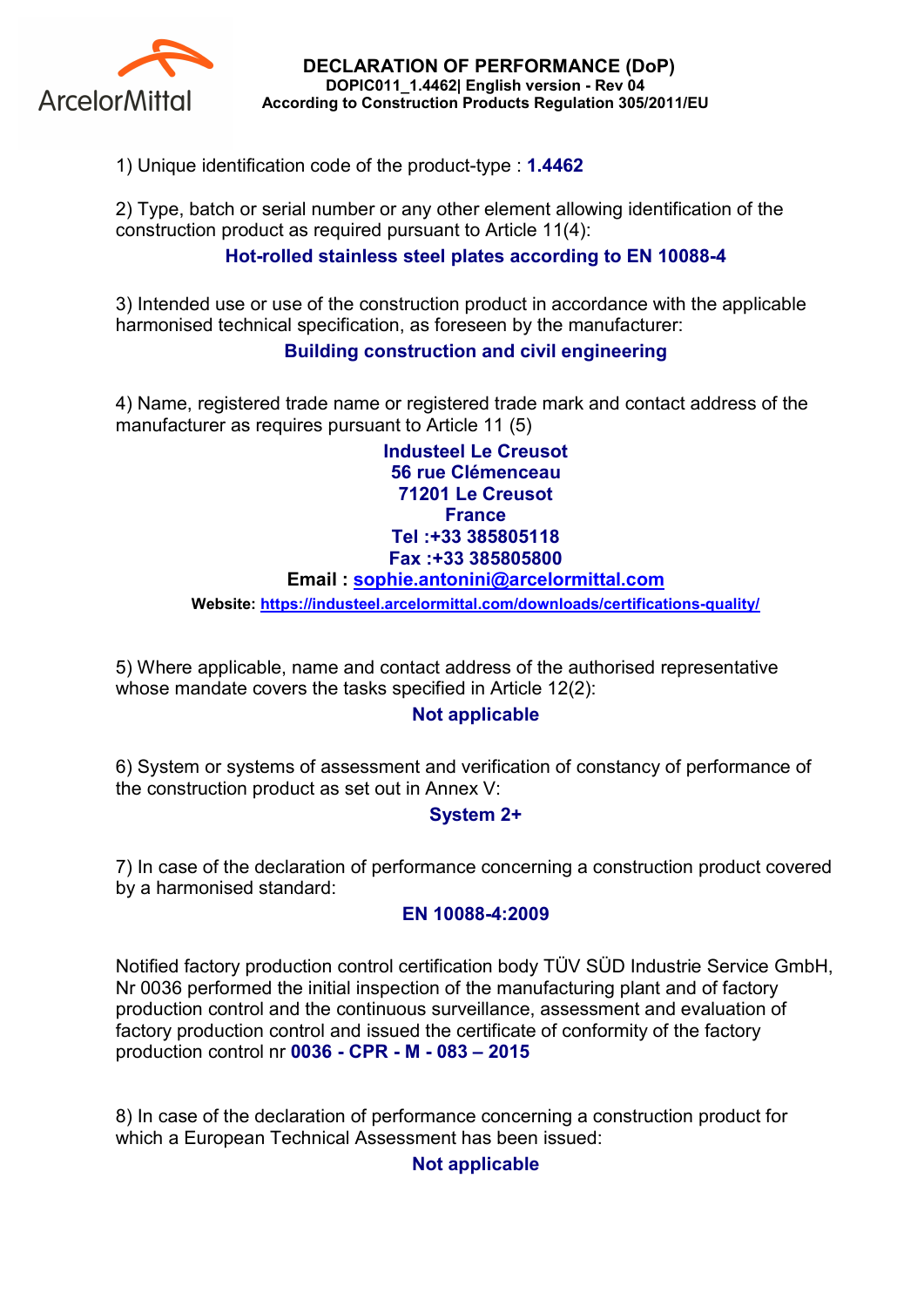ArcelorMittal

# DECLARATION OF PERFORMANCE (DoP)

**DOPIC011_1.4462| English version - Rev 04**
**According to Construction Products Regulation 305/2011/EU**

1) Unique identification code of the product-type : **1.4462**

2) Type, batch or serial number or any other element allowing identification of the construction product as required pursuant to Article 11(4):

**Hot-rolled stainless steel plates according to EN 10088-4**

3) Intended use or use of the construction product in accordance with the applicable harmonised technical specification, as foreseen by the manufacturer:

**Building construction and civil engineering**

4) Name, registered trade name or registered trade mark and contact address of the manufacturer as requires pursuant to Article 11 (5)

**Industeel Le Creusot**
**56 rue Clémenceau**
**71201 Le Creusot**
**France**
**Tel :+33 385805118**
**Fax :+33 385805800**
**Email : sophie.antonini@arcelormittal.com**
**Website: https://industeel.arcelormittal.com/downloads/certifications-quality/**

5) Where applicable, name and contact address of the authorised representative whose mandate covers the tasks specified in Article 12(2):

**Not applicable**

6) System or systems of assessment and verification of constancy of performance of the construction product as set out in Annex V:

**System 2+**

7) In case of the declaration of performance concerning a construction product covered by a harmonised standard:

**EN 10088-4:2009**

Notified factory production control certification body TÜV SÜD Industrie Service GmbH, Nr 0036 performed the initial inspection of the manufacturing plant and of factory production control and the continuous surveillance, assessment and evaluation of factory production control and issued the certificate of conformity of the factory production control nr **0036 - CPR - M - 083 – 2015**

8) In case of the declaration of performance concerning a construction product for which a European Technical Assessment has been issued:

**Not applicable**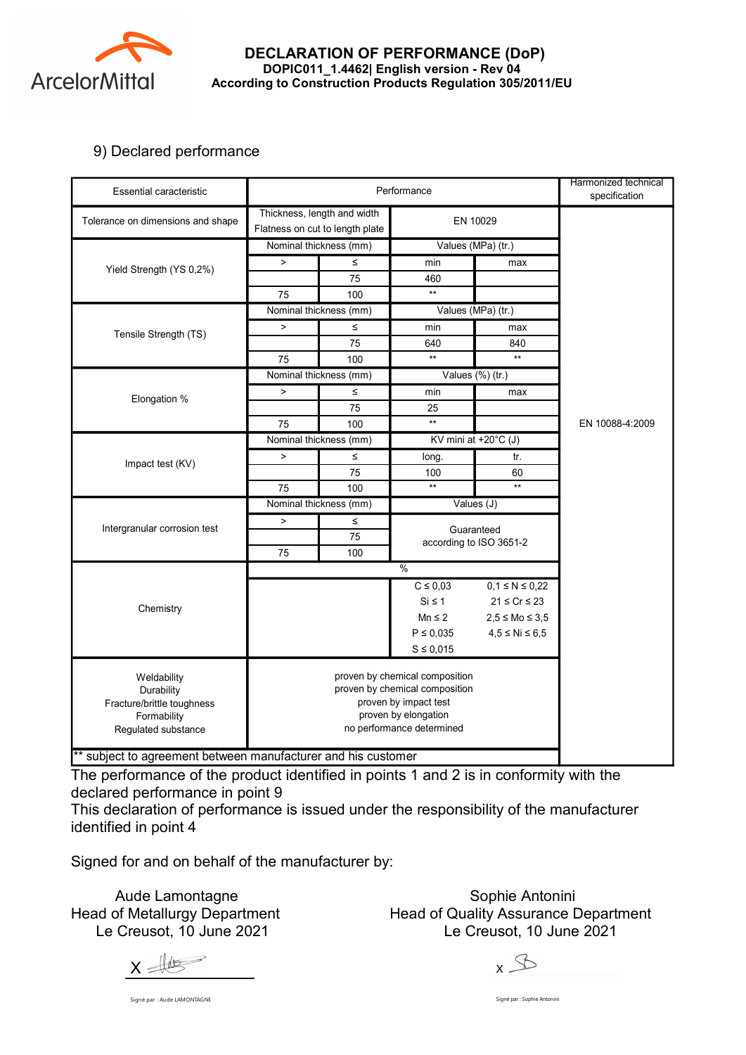# DECLARATION OF PERFORMANCE (DoP)
**DOPIC011_1.4462| English version - Rev 04**
**According to Construction Products Regulation 305/2011/EU**

## 9) Declared performance

| Essential caracteristic | Performance | | | | Harmonized technical specification |
|---|---|---|---|---|---|
| Tolerance on dimensions and shape | Thickness, length and width<br>Flatness on cut to length plate | | EN 10029 | | EN 10088-4:2009 |
| Yield Strength (YS 0,2%) | Nominal thickness (mm) | | Values (MPa) (tr.) | | |
| | > | ≤ | min | max | |
| | | 75 | 460 | | |
| | 75 | 100 | ** | | |
| Tensile Strength (TS) | Nominal thickness (mm) | | Values (MPa) (tr.) | | |
| | > | ≤ | min | max | |
| | | 75 | 640 | 840 | |
| | 75 | 100 | ** | ** | |
| Elongation % | Nominal thickness (mm) | | Values (%) (tr.) | | |
| | > | ≤ | min | max | |
| | | 75 | 25 | | |
| | 75 | 100 | ** | | |
| Impact test (KV) | Nominal thickness (mm) | | KV mini at +20°C (J) | | |
| | > | ≤ | long. | tr. | |
| | | 75 | 100 | 60 | |
| | 75 | 100 | ** | ** | |
| Intergranular corrosion test | Nominal thickness (mm) | | Values (J) | | |
| | > | ≤ | Guaranteed according to ISO 3651-2 | | |
| | | 75 | | | |
| | 75 | 100 | | | |
| Chemistry | % | | | | |
| | | | C ≤ 0,03 | 0,1 ≤ N ≤ 0,22 | |
| | | | Si ≤ 1 | 21 ≤ Cr ≤ 23 | |
| | | | Mn ≤ 2 | 2,5 ≤ Mo ≤ 3,5 | |
| | | | P ≤ 0,035 | 4,5 ≤ Ni ≤ 6,5 | |
| | | | S ≤ 0,015 | | |
| Weldability<br>Durability<br>Fracture/brittle toughness<br>Formability<br>Regulated substance | proven by chemical composition<br>proven by chemical composition<br>proven by impact test<br>proven by elongation<br>no performance determined | | | | |
| ** subject to agreement between manufacturer and his customer | | | | | |

The performance of the product identified in points 1 and 2 is in conformity with the declared performance in point 9

This declaration of performance is issued under the responsibility of the manufacturer identified in point 4

Signed for and on behalf of the manufacturer by:

Aude Lamontagne
Head of Metallurgy Department
Le Creusot, 10 June 2021

X

Signé par : Aude LAMONTAGNE

Sophie Antonini
Head of Quality Assurance Department
Le Creusot, 10 June 2021

X

Signé par : Sophie Antonini